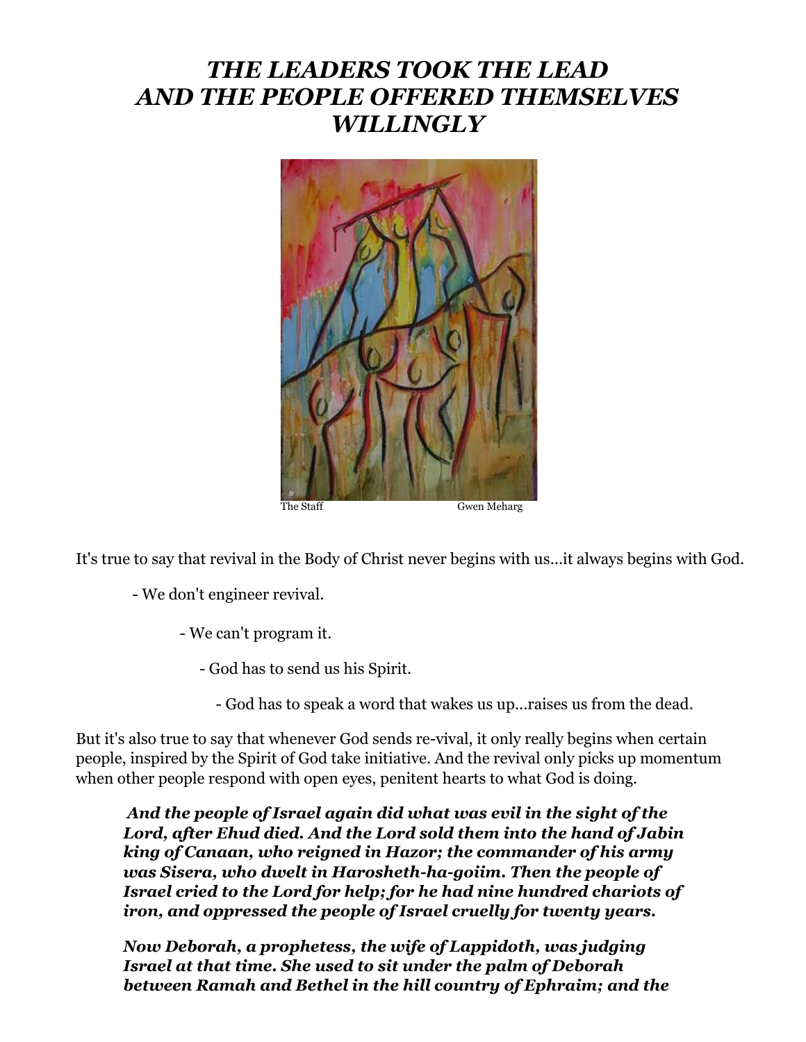# *THE LEADERS TOOK THE LEAD AND THE PEOPLE OFFERED THEMSELVES WILLINGLY*

The Staff                                        Gwen Meharg

It's true to say that revival in the Body of Christ never begins with us...it always begins with God.

- We don't engineer revival.
- We can't program it.
- God has to send us his Spirit.
- God has to speak a word that wakes us up...raises us from the dead.

But it's also true to say that whenever God sends re-vival, it only really begins when certain people, inspired by the Spirit of God take initiative. And the revival only picks up momentum when other people respond with open eyes, penitent hearts to what God is doing.

> ***And the people of Israel again did what was evil in the sight of the Lord, after Ehud died. And the Lord sold them into the hand of Jabin king of Canaan, who reigned in Hazor; the commander of his army was Sisera, who dwelt in Harosheth-ha-goiim. Then the people of Israel cried to the Lord for help; for he had nine hundred chariots of iron, and oppressed the people of Israel cruelly for twenty years.***
>
> ***Now Deborah, a prophetess, the wife of Lappidoth, was judging Israel at that time. She used to sit under the palm of Deborah between Ramah and Bethel in the hill country of Ephraim; and the***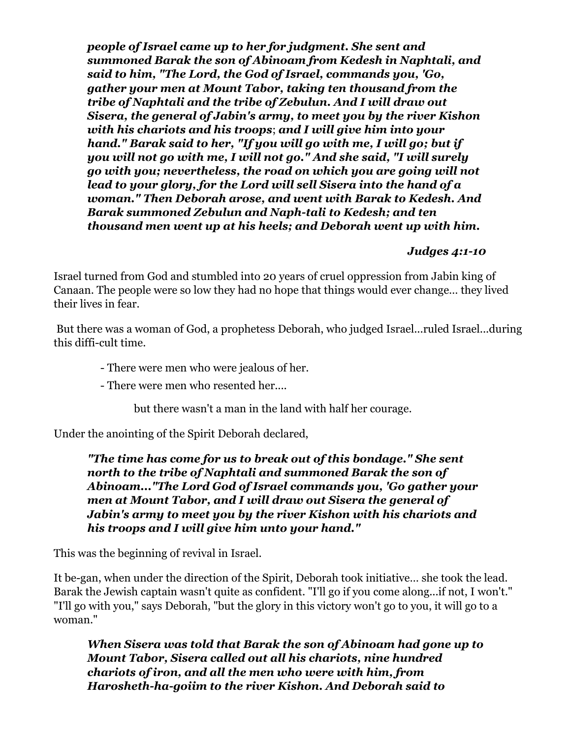***people of Israel came up to her for judgment. She sent and summoned Barak the son of Abinoam from Kedesh in Naphtali, and said to him, "The Lord, the God of Israel, commands you, 'Go, gather your men at Mount Tabor, taking ten thousand from the tribe of Naphtali and the tribe of Zebulun. And I will draw out Sisera, the general of Jabin's army, to meet you by the river Kishon with his chariots and his troops; and I will give him into your hand." Barak said to her, "If you will go with me, I will go; but if you will not go with me, I will not go." And she said, "I will surely go with you; nevertheless, the road on which you are going will not lead to your glory, for the Lord will sell Sisera into the hand of a woman." Then Deborah arose, and went with Barak to Kedesh. And Barak summoned Zebulun and Naph-tali to Kedesh; and ten thousand men went up at his heels; and Deborah went up with him.***

***Judges 4:1-10***

Israel turned from God and stumbled into 20 years of cruel oppression from Jabin king of Canaan. The people were so low they had no hope that things would ever change… they lived their lives in fear.

But there was a woman of God, a prophetess Deborah, who judged Israel…ruled Israel…during this diffi-cult time.

- There were men who were jealous of her.
- There were men who resented her….

but there wasn't a man in the land with half her courage.

Under the anointing of the Spirit Deborah declared,

***"The time has come for us to break out of this bondage." She sent north to the tribe of Naphtali and summoned Barak the son of Abinoam…"The Lord God of Israel commands you, 'Go gather your men at Mount Tabor, and I will draw out Sisera the general of Jabin's army to meet you by the river Kishon with his chariots and his troops and I will give him unto your hand."***

This was the beginning of revival in Israel.

It be-gan, when under the direction of the Spirit, Deborah took initiative… she took the lead. Barak the Jewish captain wasn't quite as confident. "I'll go if you come along…if not, I won't." "I'll go with you," says Deborah, "but the glory in this victory won't go to you, it will go to a woman."

***When Sisera was told that Barak the son of Abinoam had gone up to Mount Tabor, Sisera called out all his chariots, nine hundred chariots of iron, and all the men who were with him, from Harosheth-ha-goiim to the river Kishon. And Deborah said to***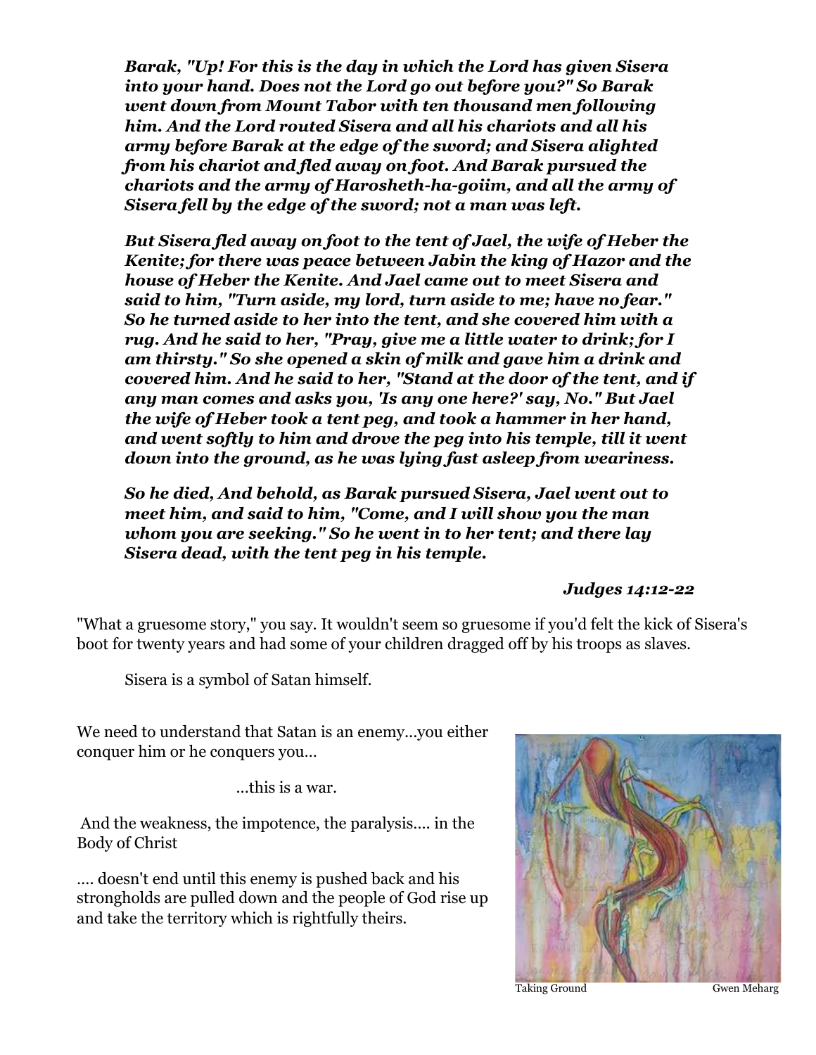***Barak, "Up! For this is the day in which the Lord has given Sisera into your hand. Does not the Lord go out before you?" So Barak went down from Mount Tabor with ten thousand men following him. And the Lord routed Sisera and all his chariots and all his army before Barak at the edge of the sword; and Sisera alighted from his chariot and fled away on foot. And Barak pursued the chariots and the army of Harosheth-ha-goiim, and all the army of Sisera fell by the edge of the sword; not a man was left.***

***But Sisera fled away on foot to the tent of Jael, the wife of Heber the Kenite; for there was peace between Jabin the king of Hazor and the house of Heber the Kenite. And Jael came out to meet Sisera and said to him, "Turn aside, my lord, turn aside to me; have no fear." So he turned aside to her into the tent, and she covered him with a rug. And he said to her, "Pray, give me a little water to drink; for I am thirsty." So she opened a skin of milk and gave him a drink and covered him. And he said to her, "Stand at the door of the tent, and if any man comes and asks you, 'Is any one here?' say, No." But Jael the wife of Heber took a tent peg, and took a hammer in her hand, and went softly to him and drove the peg into his temple, till it went down into the ground, as he was lying fast asleep from weariness.***

***So he died, And behold, as Barak pursued Sisera, Jael went out to meet him, and said to him, "Come, and I will show you the man whom you are seeking." So he went in to her tent; and there lay Sisera dead, with the tent peg in his temple.***

***Judges 14:12-22***

"What a gruesome story," you say. It wouldn't seem so gruesome if you'd felt the kick of Sisera's boot for twenty years and had some of your children dragged off by his troops as slaves.

Sisera is a symbol of Satan himself.

We need to understand that Satan is an enemy...you either conquer him or he conquers you...

...this is a war.

And the weakness, the impotence, the paralysis.... in the Body of Christ

.... doesn't end until this enemy is pushed back and his strongholds are pulled down and the people of God rise up and take the territory which is rightfully theirs.

Taking Ground Gwen Meharg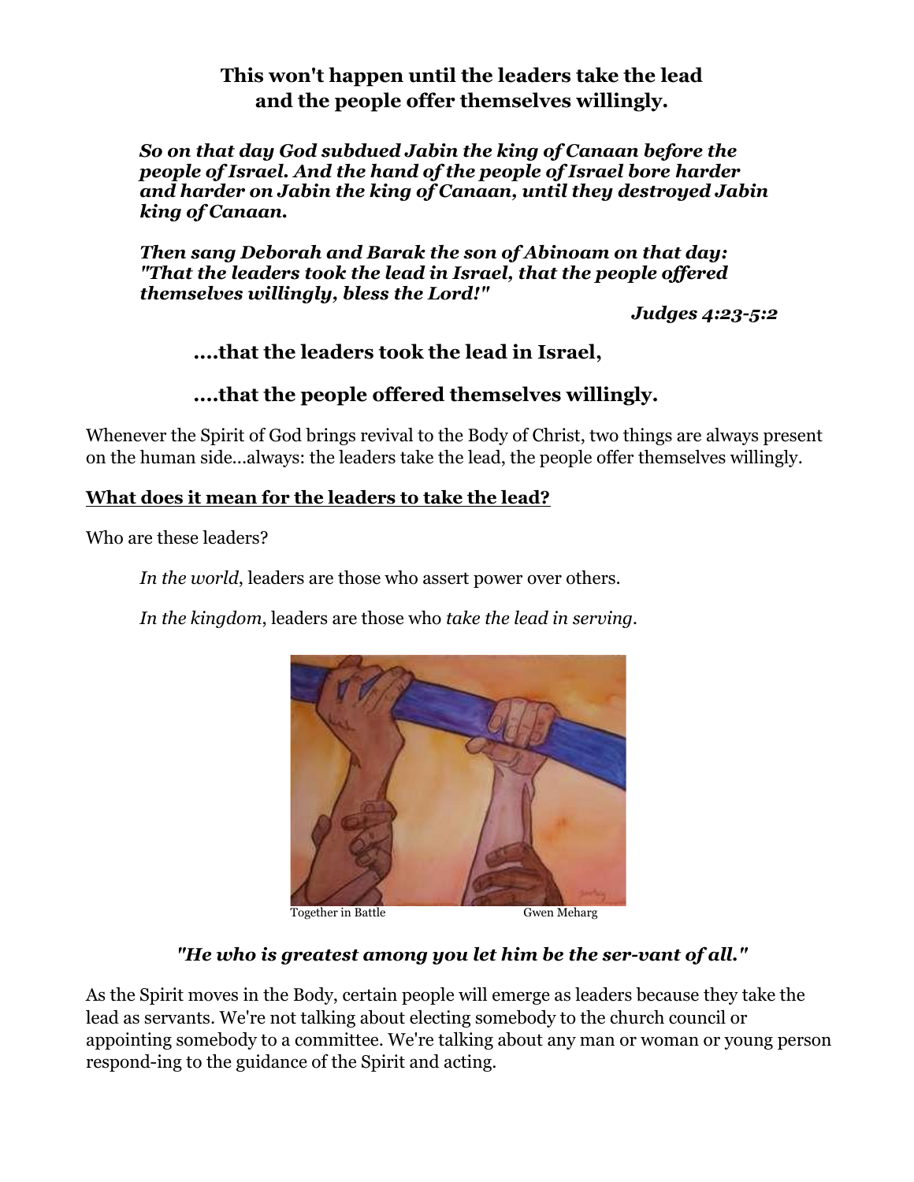**This won't happen until the leaders take the lead and the people offer themselves willingly.**

***So on that day God subdued Jabin the king of Canaan before the people of Israel. And the hand of the people of Israel bore harder and harder on Jabin the king of Canaan, until they destroyed Jabin king of Canaan.***

***Then sang Deborah and Barak the son of Abinoam on that day: "That the leaders took the lead in Israel, that the people offered themselves willingly, bless the Lord!"***

***Judges 4:23-5:2***

**....that the leaders took the lead in Israel,**

**....that the people offered themselves willingly.**

Whenever the Spirit of God brings revival to the Body of Christ, two things are always present on the human side...always: the leaders take the lead, the people offer themselves willingly.

**What does it mean for the leaders to take the lead?**

Who are these leaders?

*In the world*, leaders are those who assert power over others.

*In the kingdom*, leaders are those who *take the lead in serving*.

Together in Battle Gwen Meharg

***"He who is greatest among you let him be the ser-vant of all."***

As the Spirit moves in the Body, certain people will emerge as leaders because they take the lead as servants. We're not talking about electing somebody to the church council or appointing somebody to a committee. We're talking about any man or woman or young person respond-ing to the guidance of the Spirit and acting.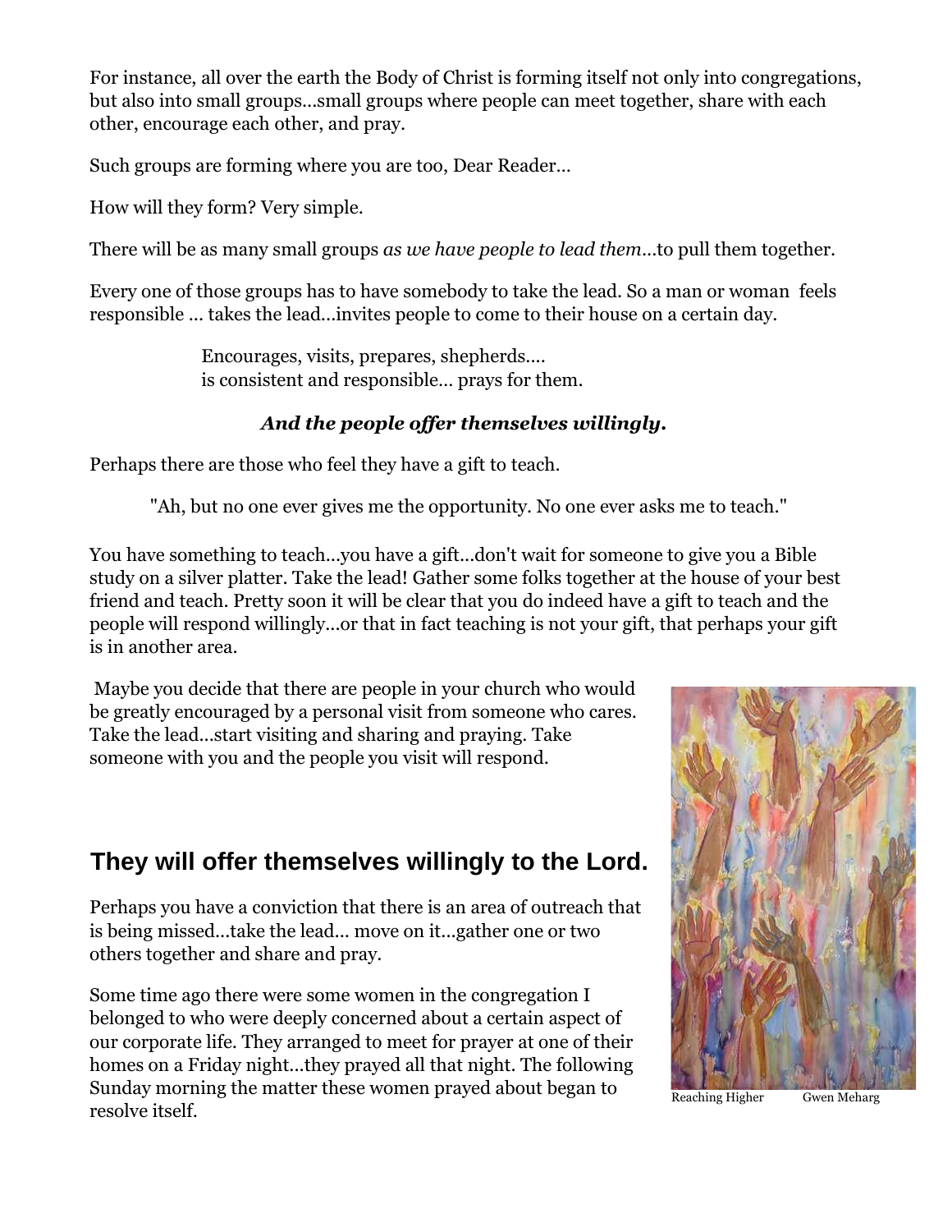For instance, all over the earth the Body of Christ is forming itself not only into congregations, but also into small groups...small groups where people can meet together, share with each other, encourage each other, and pray.

Such groups are forming where you are too, Dear Reader…

How will they form? Very simple.

There will be as many small groups *as we have people to lead them*...to pull them together.

Every one of those groups has to have somebody to take the lead. So a man or woman feels responsible ... takes the lead...invites people to come to their house on a certain day.

> Encourages, visits, prepares, shepherds....
> is consistent and responsible... prays for them.

***And the people offer themselves willingly.***

Perhaps there are those who feel they have a gift to teach.

> "Ah, but no one ever gives me the opportunity. No one ever asks me to teach."

You have something to teach...you have a gift...don't wait for someone to give you a Bible study on a silver platter. Take the lead! Gather some folks together at the house of your best friend and teach. Pretty soon it will be clear that you do indeed have a gift to teach and the people will respond willingly...or that in fact teaching is not your gift, that perhaps your gift is in another area.

Maybe you decide that there are people in your church who would be greatly encouraged by a personal visit from someone who cares. Take the lead...start visiting and sharing and praying. Take someone with you and the people you visit will respond.

## They will offer themselves willingly to the Lord.

Perhaps you have a conviction that there is an area of outreach that is being missed...take the lead... move on it...gather one or two others together and share and pray.

Some time ago there were some women in the congregation I belonged to who were deeply concerned about a certain aspect of our corporate life. They arranged to meet for prayer at one of their homes on a Friday night...they prayed all that night. The following Sunday morning the matter these women prayed about began to resolve itself.

Reaching Higher Gwen Meharg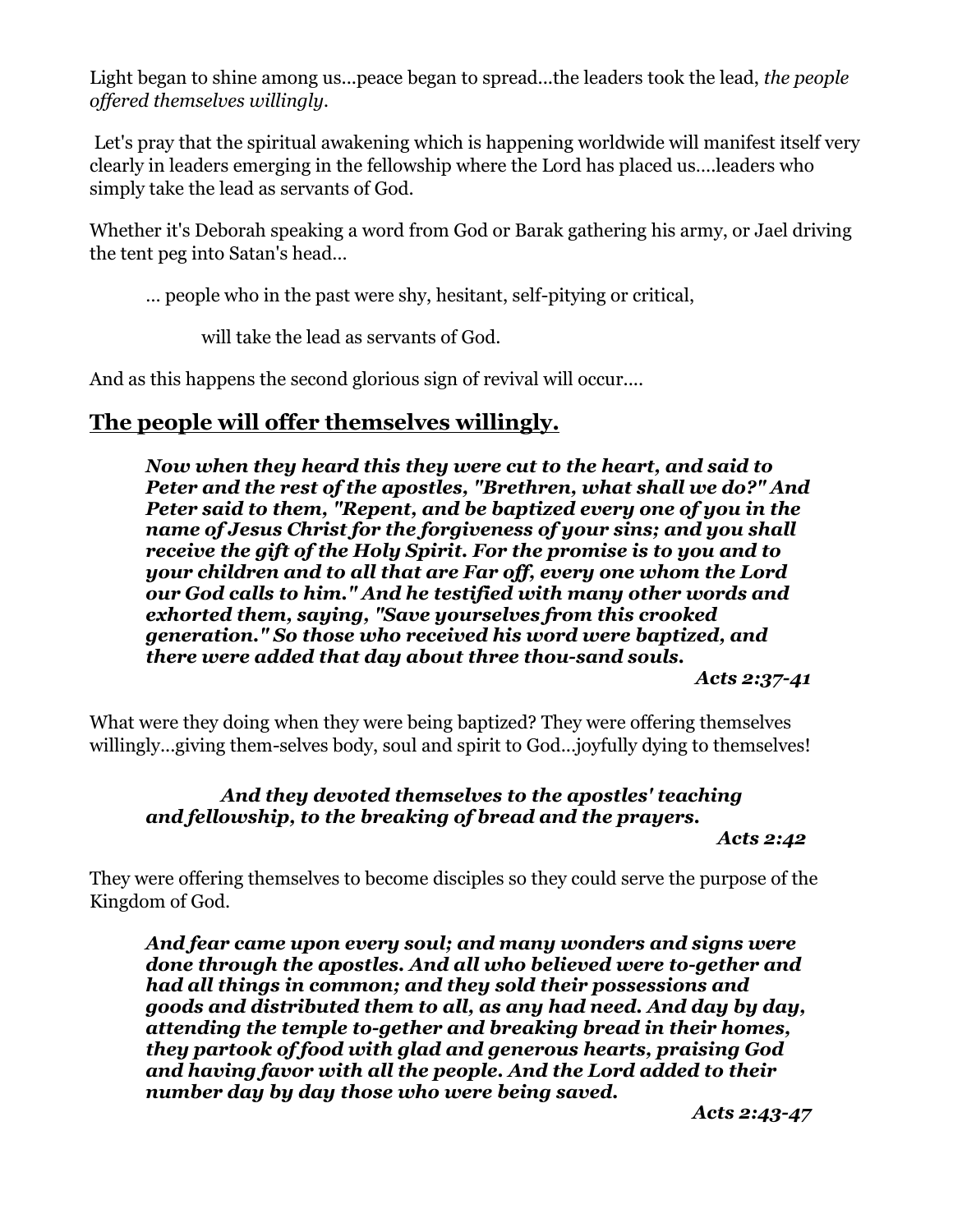Light began to shine among us...peace began to spread...the leaders took the lead, *the people offered themselves willingly.*

Let's pray that the spiritual awakening which is happening worldwide will manifest itself very clearly in leaders emerging in the fellowship where the Lord has placed us....leaders who simply take the lead as servants of God.

Whether it's Deborah speaking a word from God or Barak gathering his army, or Jael driving the tent peg into Satan's head...

> ... people who in the past were shy, hesitant, self-pitying or critical,
>
> will take the lead as servants of God.

And as this happens the second glorious sign of revival will occur....

## The people will offer themselves willingly.

> ***Now when they heard this they were cut to the heart, and said to Peter and the rest of the apostles, "Brethren, what shall we do?" And Peter said to them, "Repent, and be baptized every one of you in the name of Jesus Christ for the forgiveness of your sins; and you shall receive the gift of the Holy Spirit. For the promise is to you and to your children and to all that are Far off, every one whom the Lord our God calls to him." And he testified with many other words and exhorted them, saying, "Save yourselves from this crooked generation." So those who received his word were baptized, and there were added that day about three thou-sand souls.***
>
> ***Acts 2:37-41***

What were they doing when they were being baptized? They were offering themselves willingly...giving them-selves body, soul and spirit to God...joyfully dying to themselves!

> ***And they devoted themselves to the apostles' teaching and fellowship, to the breaking of bread and the prayers.***
>
> ***Acts 2:42***

They were offering themselves to become disciples so they could serve the purpose of the Kingdom of God.

> ***And fear came upon every soul; and many wonders and signs were done through the apostles. And all who believed were to-gether and had all things in common; and they sold their possessions and goods and distributed them to all, as any had need. And day by day, attending the temple to-gether and breaking bread in their homes, they partook of food with glad and generous hearts, praising God and having favor with all the people. And the Lord added to their number day by day those who were being saved.***
>
> ***Acts 2:43-47***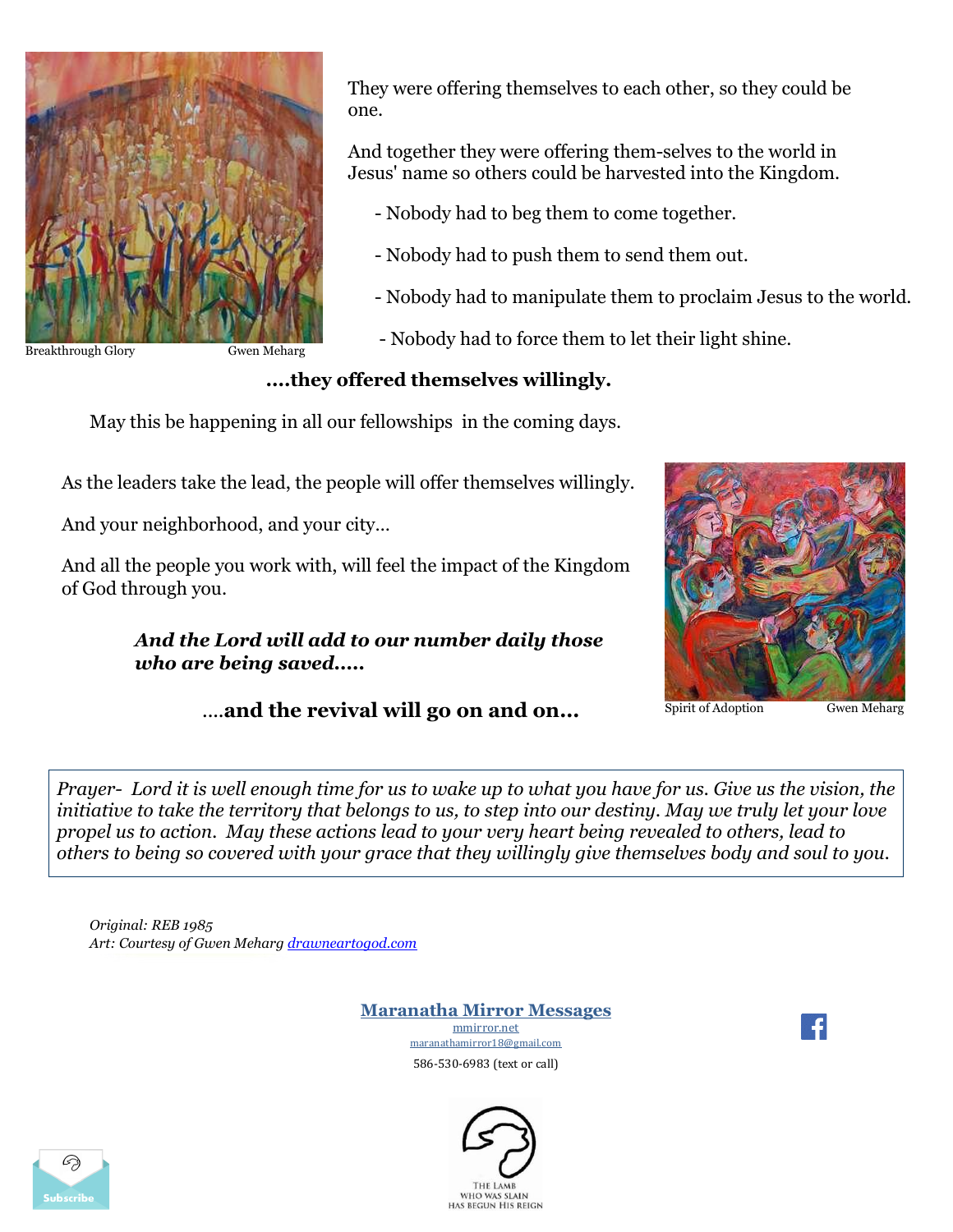Breakthrough Glory Gwen Meharg

They were offering themselves to each other, so they could be one.

And together they were offering them-selves to the world in Jesus' name so others could be harvested into the Kingdom.

- Nobody had to beg them to come together.
- Nobody had to push them to send them out.
- Nobody had to manipulate them to proclaim Jesus to the world.
- Nobody had to force them to let their light shine.

**....they offered themselves willingly.**

May this be happening in all our fellowships in the coming days.

As the leaders take the lead, the people will offer themselves willingly.

And your neighborhood, and your city…

And all the people you work with, will feel the impact of the Kingdom of God through you.

***And the Lord will add to our number daily those who are being saved.....***

....**and the revival will go on and on...**

Spirit of Adoption Gwen Meharg

*Prayer- Lord it is well enough time for us to wake up to what you have for us. Give us the vision, the initiative to take the territory that belongs to us, to step into our destiny. May we truly let your love propel us to action. May these actions lead to your very heart being revealed to others, lead to others to being so covered with your grace that they willingly give themselves body and soul to you.*

*Original: REB 1985*
*Art: Courtesy of Gwen Meharg* drawneartogod.com

**Maranatha Mirror Messages**
mmirror.net
maranathamirror18@gmail.com
586-530-6983 (text or call)

Subscribe

THE LAMB WHO WAS SLAIN HAS BEGUN HIS REIGN